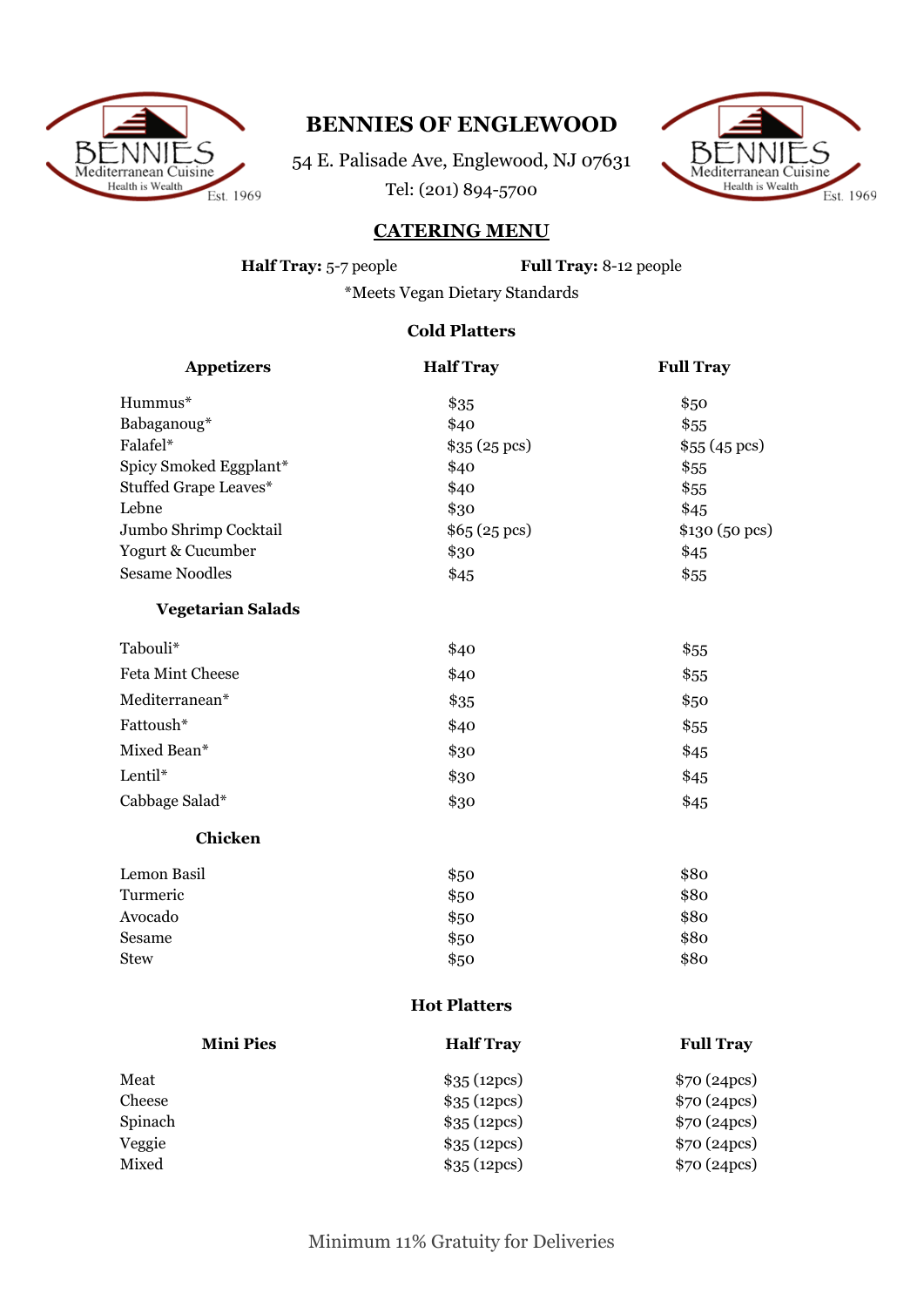# BENNIES OF ENGLEWOOD

54 E. Palisade Ave, Englewood, NJ 07631

Tel: (201) 894-5700

## CATERING MENU

**Half Tray:** 5-7 people **Full Tray:** 8-12 people

*Meets Vegan Dietary Standards

### Cold Platters

| Appetizers | Half Tray | Full Tray |
|---|---|---|
| Hummus* | $35 | $50 |
| Babaganoug* | $40 | $55 |
| Falafel* | $35 (25 pcs) | $55 (45 pcs) |
| Spicy Smoked Eggplant* | $40 | $55 |
| Stuffed Grape Leaves* | $40 | $55 |
| Lebne | $30 | $45 |
| Jumbo Shrimp Cocktail | $65 (25 pcs) | $130 (50 pcs) |
| Yogurt & Cucumber | $30 | $45 |
| Sesame Noodles | $45 | $55 |
| **Vegetarian Salads** | | |
| Tabouli* | $40 | $55 |
| Feta Mint Cheese | $40 | $55 |
| Mediterranean* | $35 | $50 |
| Fattoush* | $40 | $55 |
| Mixed Bean* | $30 | $45 |
| Lentil* | $30 | $45 |
| Cabbage Salad* | $30 | $45 |
| **Chicken** | | |
| Lemon Basil | $50 | $80 |
| Turmeric | $50 | $80 |
| Avocado | $50 | $80 |
| Sesame | $50 | $80 |
| Stew | $50 | $80 |

### Hot Platters

| Mini Pies | Half Tray | Full Tray |
|---|---|---|
| Meat | $35 (12pcs) | $70 (24pcs) |
| Cheese | $35 (12pcs) | $70 (24pcs) |
| Spinach | $35 (12pcs) | $70 (24pcs) |
| Veggie | $35 (12pcs) | $70 (24pcs) |
| Mixed | $35 (12pcs) | $70 (24pcs) |

Minimum 11% Gratuity for Deliveries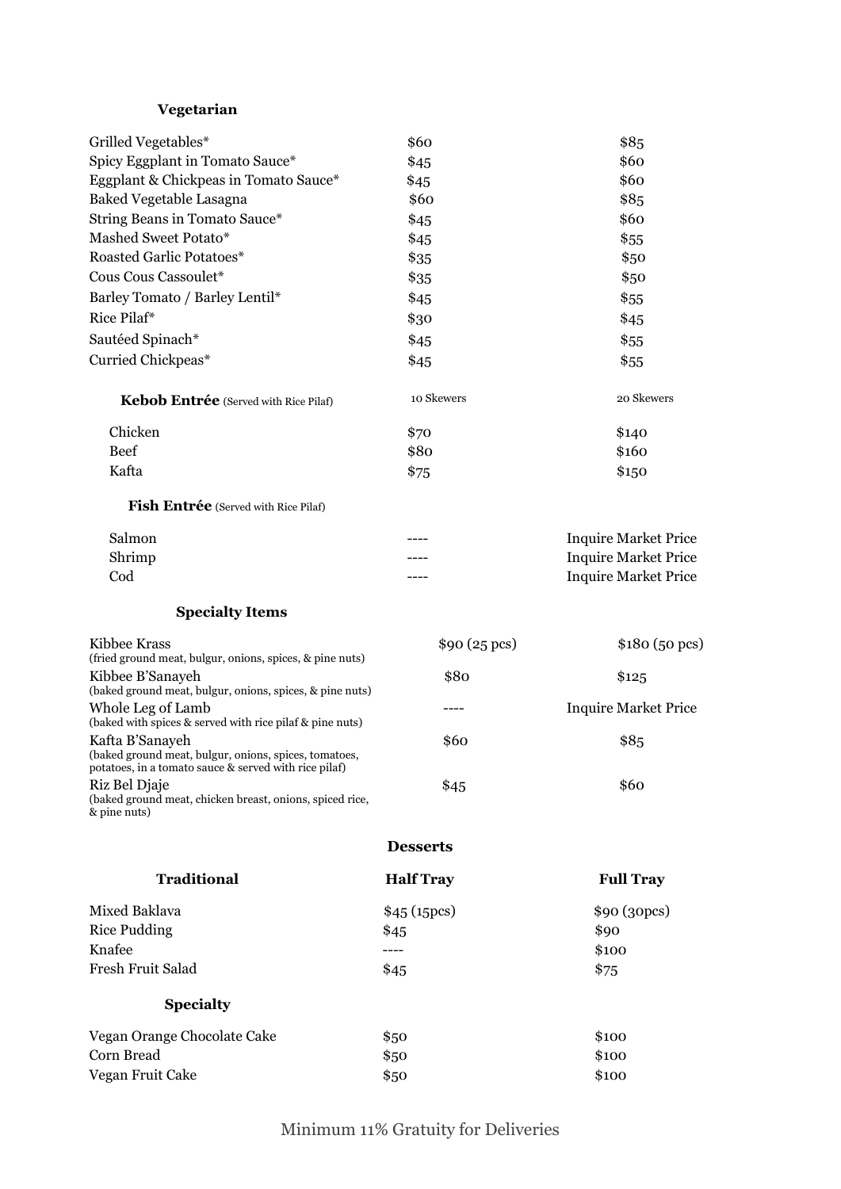### Vegetarian

| | | |
|---|---|---|
| Grilled Vegetables* | $60 | $85 |
| Spicy Eggplant in Tomato Sauce* | $45 | $60 |
| Eggplant & Chickpeas in Tomato Sauce* | $45 | $60 |
| Baked Vegetable Lasagna | $60 | $85 |
| String Beans in Tomato Sauce* | $45 | $60 |
| Mashed Sweet Potato* | $45 | $55 |
| Roasted Garlic Potatoes* | $35 | $50 |
| Cous Cous Cassoulet* | $35 | $50 |
| Barley Tomato / Barley Lentil* | $45 | $55 |
| Rice Pilaf* | $30 | $45 |
| Sautéed Spinach* | $45 | $55 |
| Curried Chickpeas* | $45 | $55 |

| **Kebob Entrée** (Served with Rice Pilaf) | 10 Skewers | 20 Skewers |
|---|---|---|
| Chicken | $70 | $140 |
| Beef | $80 | $160 |
| Kafta | $75 | $150 |

### Fish Entrée (Served with Rice Pilaf)

| | | |
|---|---|---|
| Salmon | ---- | Inquire Market Price |
| Shrimp | ---- | Inquire Market Price |
| Cod | ---- | Inquire Market Price |

### Specialty Items

| | | |
|---|---|---|
| Kibbee Krass (fried ground meat, bulgur, onions, spices, & pine nuts) | $90 (25 pcs) | $180 (50 pcs) |
| Kibbee B'Sanayeh (baked ground meat, bulgur, onions, spices, & pine nuts) | $80 | $125 |
| Whole Leg of Lamb (baked with spices & served with rice pilaf & pine nuts) | ---- | Inquire Market Price |
| Kafta B'Sanayeh (baked ground meat, bulgur, onions, spices, tomatoes, potatoes, in a tomato sauce & served with rice pilaf) | $60 | $85 |
| Riz Bel Djaje (baked ground meat, chicken breast, onions, spiced rice, & pine nuts) | $45 | $60 |

## Desserts

| **Traditional** | **Half Tray** | **Full Tray** |
|---|---|---|
| Mixed Baklava | $45 (15pcs) | $90 (30pcs) |
| Rice Pudding | $45 | $90 |
| Knafee | ---- | $100 |
| Fresh Fruit Salad | $45 | $75 |

### Specialty

| | | |
|---|---|---|
| Vegan Orange Chocolate Cake | $50 | $100 |
| Corn Bread | $50 | $100 |
| Vegan Fruit Cake | $50 | $100 |

Minimum 11% Gratuity for Deliveries